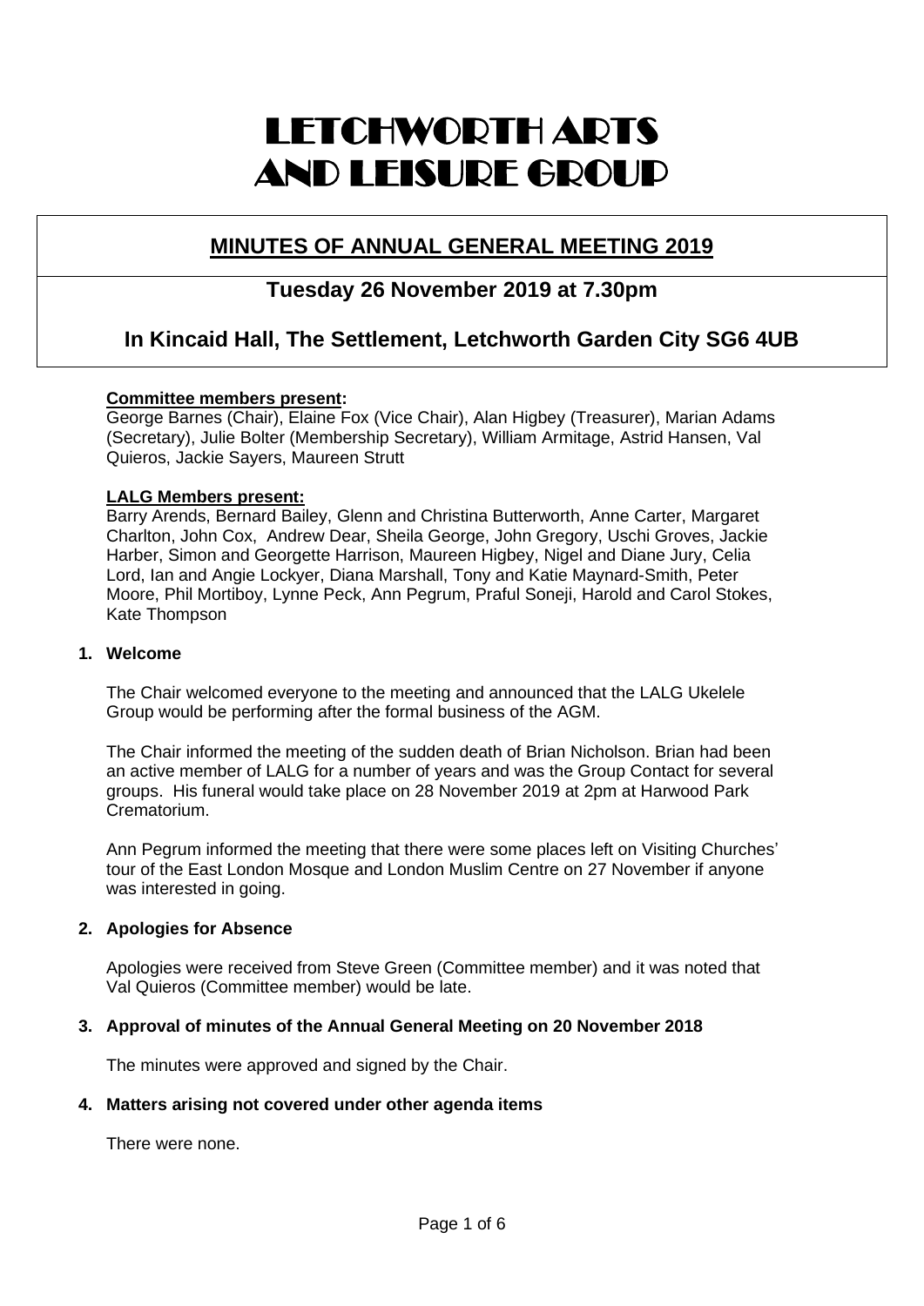# LETCHWORTH ARTS AND LEISURE GROUP

## MINUTES OF ANNUAL GENERAL MEETING 2019

### Tuesday 26 November 2019 at 7.30pm

### In Kincaid Hall, The Settlement, Letchworth Garden City SG6 4UB

**Committee members present:**

George Barnes (Chair), Elaine Fox (Vice Chair), Alan Higbey (Treasurer), Marian Adams (Secretary), Julie Bolter (Membership Secretary), William Armitage, Astrid Hansen, Val Quieros, Jackie Sayers, Maureen Strutt

**LALG Members present:**

Barry Arends, Bernard Bailey, Glenn and Christina Butterworth, Anne Carter, Margaret Charlton, John Cox, Andrew Dear, Sheila George, John Gregory, Uschi Groves, Jackie Harber, Simon and Georgette Harrison, Maureen Higbey, Nigel and Diane Jury, Celia Lord, Ian and Angie Lockyer, Diana Marshall, Tony and Katie Maynard-Smith, Peter Moore, Phil Mortiboy, Lynne Peck, Ann Pegrum, Praful Soneji, Harold and Carol Stokes, Kate Thompson

**1. Welcome**

The Chair welcomed everyone to the meeting and announced that the LALG Ukelele Group would be performing after the formal business of the AGM.

The Chair informed the meeting of the sudden death of Brian Nicholson. Brian had been an active member of LALG for a number of years and was the Group Contact for several groups. His funeral would take place on 28 November 2019 at 2pm at Harwood Park Crematorium.

Ann Pegrum informed the meeting that there were some places left on Visiting Churches' tour of the East London Mosque and London Muslim Centre on 27 November if anyone was interested in going.

**2. Apologies for Absence**

Apologies were received from Steve Green (Committee member) and it was noted that Val Quieros (Committee member) would be late.

**3. Approval of minutes of the Annual General Meeting on 20 November 2018**

The minutes were approved and signed by the Chair.

**4. Matters arising not covered under other agenda items**

There were none.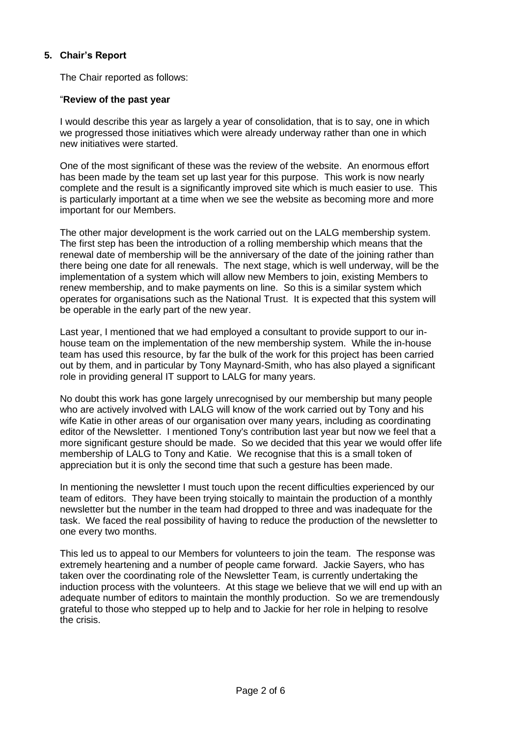## 5. Chair's Report

The Chair reported as follows:

"**Review of the past year**

I would describe this year as largely a year of consolidation, that is to say, one in which we progressed those initiatives which were already underway rather than one in which new initiatives were started.

One of the most significant of these was the review of the website. An enormous effort has been made by the team set up last year for this purpose. This work is now nearly complete and the result is a significantly improved site which is much easier to use. This is particularly important at a time when we see the website as becoming more and more important for our Members.

The other major development is the work carried out on the LALG membership system. The first step has been the introduction of a rolling membership which means that the renewal date of membership will be the anniversary of the date of the joining rather than there being one date for all renewals. The next stage, which is well underway, will be the implementation of a system which will allow new Members to join, existing Members to renew membership, and to make payments on line. So this is a similar system which operates for organisations such as the National Trust. It is expected that this system will be operable in the early part of the new year.

Last year, I mentioned that we had employed a consultant to provide support to our in-house team on the implementation of the new membership system. While the in-house team has used this resource, by far the bulk of the work for this project has been carried out by them, and in particular by Tony Maynard-Smith, who has also played a significant role in providing general IT support to LALG for many years.

No doubt this work has gone largely unrecognised by our membership but many people who are actively involved with LALG will know of the work carried out by Tony and his wife Katie in other areas of our organisation over many years, including as coordinating editor of the Newsletter. I mentioned Tony's contribution last year but now we feel that a more significant gesture should be made. So we decided that this year we would offer life membership of LALG to Tony and Katie. We recognise that this is a small token of appreciation but it is only the second time that such a gesture has been made.

In mentioning the newsletter I must touch upon the recent difficulties experienced by our team of editors. They have been trying stoically to maintain the production of a monthly newsletter but the number in the team had dropped to three and was inadequate for the task. We faced the real possibility of having to reduce the production of the newsletter to one every two months.

This led us to appeal to our Members for volunteers to join the team. The response was extremely heartening and a number of people came forward. Jackie Sayers, who has taken over the coordinating role of the Newsletter Team, is currently undertaking the induction process with the volunteers. At this stage we believe that we will end up with an adequate number of editors to maintain the monthly production. So we are tremendously grateful to those who stepped up to help and to Jackie for her role in helping to resolve the crisis.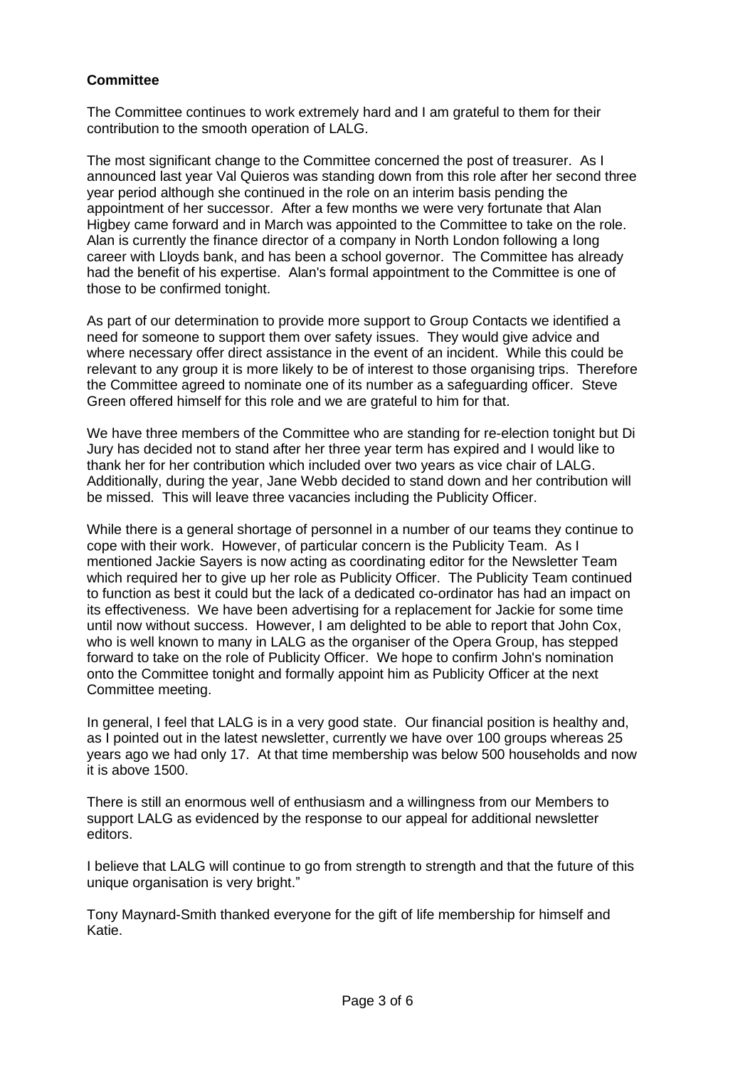**Committee**

The Committee continues to work extremely hard and I am grateful to them for their contribution to the smooth operation of LALG.

The most significant change to the Committee concerned the post of treasurer. As I announced last year Val Quieros was standing down from this role after her second three year period although she continued in the role on an interim basis pending the appointment of her successor. After a few months we were very fortunate that Alan Higbey came forward and in March was appointed to the Committee to take on the role. Alan is currently the finance director of a company in North London following a long career with Lloyds bank, and has been a school governor. The Committee has already had the benefit of his expertise. Alan's formal appointment to the Committee is one of those to be confirmed tonight.

As part of our determination to provide more support to Group Contacts we identified a need for someone to support them over safety issues. They would give advice and where necessary offer direct assistance in the event of an incident. While this could be relevant to any group it is more likely to be of interest to those organising trips. Therefore the Committee agreed to nominate one of its number as a safeguarding officer. Steve Green offered himself for this role and we are grateful to him for that.

We have three members of the Committee who are standing for re-election tonight but Di Jury has decided not to stand after her three year term has expired and I would like to thank her for her contribution which included over two years as vice chair of LALG. Additionally, during the year, Jane Webb decided to stand down and her contribution will be missed. This will leave three vacancies including the Publicity Officer.

While there is a general shortage of personnel in a number of our teams they continue to cope with their work. However, of particular concern is the Publicity Team. As I mentioned Jackie Sayers is now acting as coordinating editor for the Newsletter Team which required her to give up her role as Publicity Officer. The Publicity Team continued to function as best it could but the lack of a dedicated co-ordinator has had an impact on its effectiveness. We have been advertising for a replacement for Jackie for some time until now without success. However, I am delighted to be able to report that John Cox, who is well known to many in LALG as the organiser of the Opera Group, has stepped forward to take on the role of Publicity Officer. We hope to confirm John's nomination onto the Committee tonight and formally appoint him as Publicity Officer at the next Committee meeting.

In general, I feel that LALG is in a very good state. Our financial position is healthy and, as I pointed out in the latest newsletter, currently we have over 100 groups whereas 25 years ago we had only 17. At that time membership was below 500 households and now it is above 1500.

There is still an enormous well of enthusiasm and a willingness from our Members to support LALG as evidenced by the response to our appeal for additional newsletter editors.

I believe that LALG will continue to go from strength to strength and that the future of this unique organisation is very bright."

Tony Maynard-Smith thanked everyone for the gift of life membership for himself and Katie.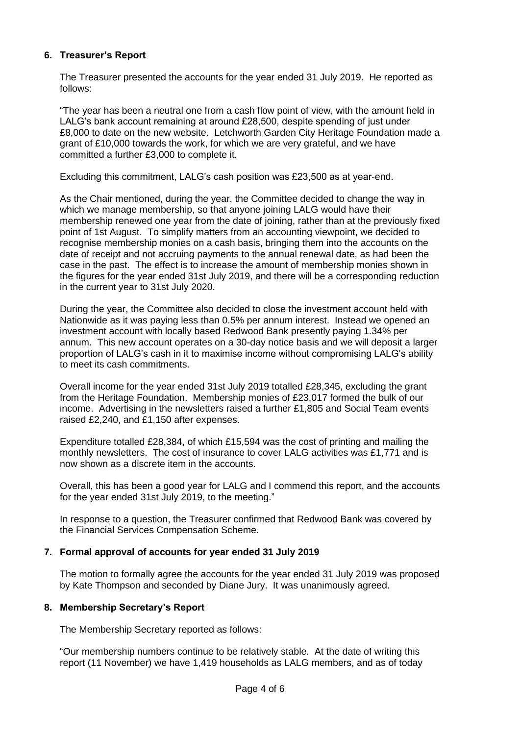## 6. Treasurer's Report

The Treasurer presented the accounts for the year ended 31 July 2019. He reported as follows:

"The year has been a neutral one from a cash flow point of view, with the amount held in LALG's bank account remaining at around £28,500, despite spending of just under £8,000 to date on the new website. Letchworth Garden City Heritage Foundation made a grant of £10,000 towards the work, for which we are very grateful, and we have committed a further £3,000 to complete it.

Excluding this commitment, LALG's cash position was £23,500 as at year-end.

As the Chair mentioned, during the year, the Committee decided to change the way in which we manage membership, so that anyone joining LALG would have their membership renewed one year from the date of joining, rather than at the previously fixed point of 1st August. To simplify matters from an accounting viewpoint, we decided to recognise membership monies on a cash basis, bringing them into the accounts on the date of receipt and not accruing payments to the annual renewal date, as had been the case in the past. The effect is to increase the amount of membership monies shown in the figures for the year ended 31st July 2019, and there will be a corresponding reduction in the current year to 31st July 2020.

During the year, the Committee also decided to close the investment account held with Nationwide as it was paying less than 0.5% per annum interest. Instead we opened an investment account with locally based Redwood Bank presently paying 1.34% per annum. This new account operates on a 30-day notice basis and we will deposit a larger proportion of LALG's cash in it to maximise income without compromising LALG's ability to meet its cash commitments.

Overall income for the year ended 31st July 2019 totalled £28,345, excluding the grant from the Heritage Foundation. Membership monies of £23,017 formed the bulk of our income. Advertising in the newsletters raised a further £1,805 and Social Team events raised £2,240, and £1,150 after expenses.

Expenditure totalled £28,384, of which £15,594 was the cost of printing and mailing the monthly newsletters. The cost of insurance to cover LALG activities was £1,771 and is now shown as a discrete item in the accounts.

Overall, this has been a good year for LALG and I commend this report, and the accounts for the year ended 31st July 2019, to the meeting."

In response to a question, the Treasurer confirmed that Redwood Bank was covered by the Financial Services Compensation Scheme.

## 7. Formal approval of accounts for year ended 31 July 2019

The motion to formally agree the accounts for the year ended 31 July 2019 was proposed by Kate Thompson and seconded by Diane Jury. It was unanimously agreed.

## 8. Membership Secretary's Report

The Membership Secretary reported as follows:

"Our membership numbers continue to be relatively stable. At the date of writing this report (11 November) we have 1,419 households as LALG members, and as of today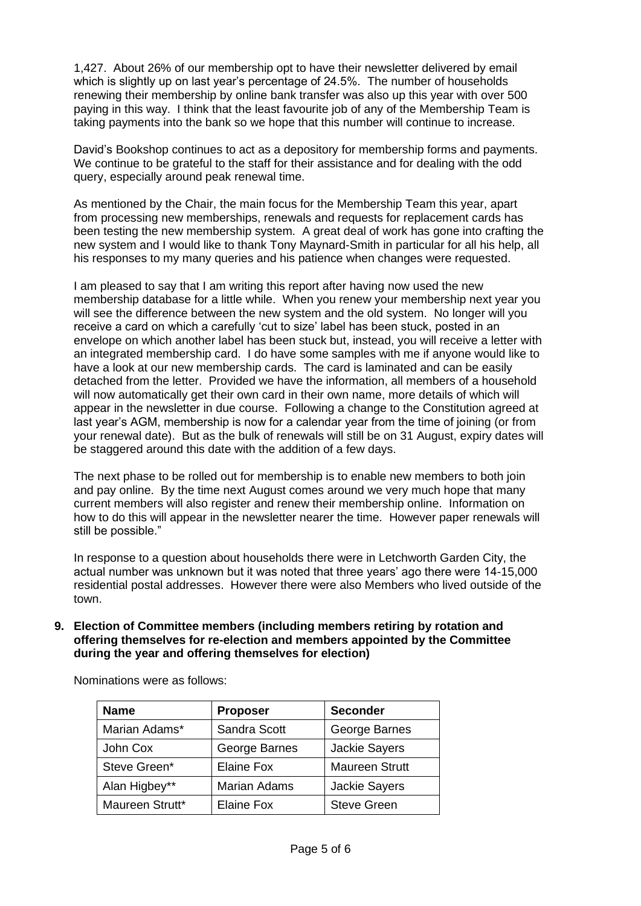1,427. About 26% of our membership opt to have their newsletter delivered by email which is slightly up on last year's percentage of 24.5%. The number of households renewing their membership by online bank transfer was also up this year with over 500 paying in this way. I think that the least favourite job of any of the Membership Team is taking payments into the bank so we hope that this number will continue to increase.

David's Bookshop continues to act as a depository for membership forms and payments. We continue to be grateful to the staff for their assistance and for dealing with the odd query, especially around peak renewal time.

As mentioned by the Chair, the main focus for the Membership Team this year, apart from processing new memberships, renewals and requests for replacement cards has been testing the new membership system. A great deal of work has gone into crafting the new system and I would like to thank Tony Maynard-Smith in particular for all his help, all his responses to my many queries and his patience when changes were requested.

I am pleased to say that I am writing this report after having now used the new membership database for a little while. When you renew your membership next year you will see the difference between the new system and the old system. No longer will you receive a card on which a carefully 'cut to size' label has been stuck, posted in an envelope on which another label has been stuck but, instead, you will receive a letter with an integrated membership card. I do have some samples with me if anyone would like to have a look at our new membership cards. The card is laminated and can be easily detached from the letter. Provided we have the information, all members of a household will now automatically get their own card in their own name, more details of which will appear in the newsletter in due course. Following a change to the Constitution agreed at last year's AGM, membership is now for a calendar year from the time of joining (or from your renewal date). But as the bulk of renewals will still be on 31 August, expiry dates will be staggered around this date with the addition of a few days.

The next phase to be rolled out for membership is to enable new members to both join and pay online. By the time next August comes around we very much hope that many current members will also register and renew their membership online. Information on how to do this will appear in the newsletter nearer the time. However paper renewals will still be possible."

In response to a question about households there were in Letchworth Garden City, the actual number was unknown but it was noted that three years' ago there were 14-15,000 residential postal addresses. However there were also Members who lived outside of the town.

**9. Election of Committee members (including members retiring by rotation and offering themselves for re-election and members appointed by the Committee during the year and offering themselves for election)**

Nominations were as follows:

| Name | Proposer | Seconder |
|---|---|---|
| Marian Adams* | Sandra Scott | George Barnes |
| John Cox | George Barnes | Jackie Sayers |
| Steve Green* | Elaine Fox | Maureen Strutt |
| Alan Higbey** | Marian Adams | Jackie Sayers |
| Maureen Strutt* | Elaine Fox | Steve Green |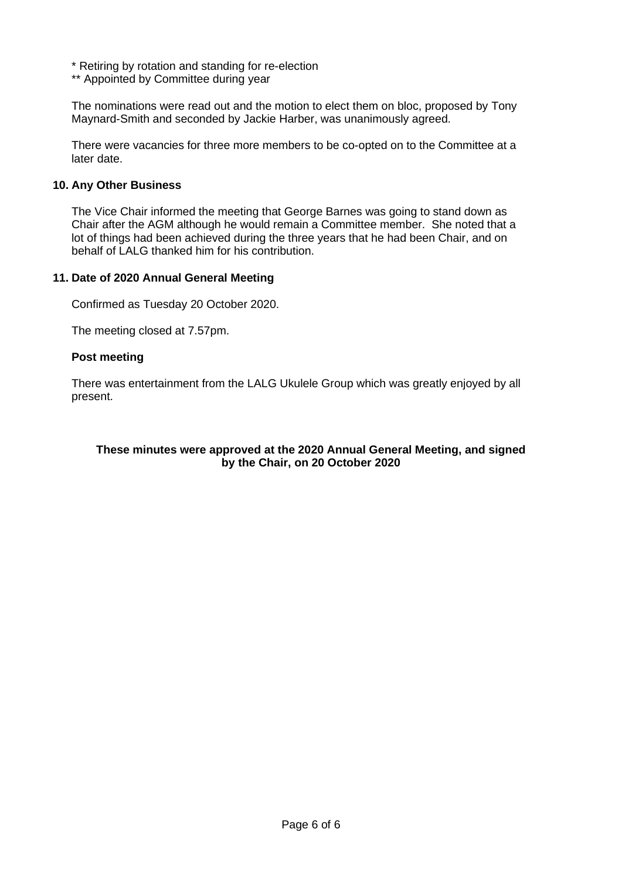\* Retiring by rotation and standing for re-election
\*\* Appointed by Committee during year

The nominations were read out and the motion to elect them on bloc, proposed by Tony Maynard-Smith and seconded by Jackie Harber, was unanimously agreed.

There were vacancies for three more members to be co-opted on to the Committee at a later date.

**10. Any Other Business**

The Vice Chair informed the meeting that George Barnes was going to stand down as Chair after the AGM although he would remain a Committee member. She noted that a lot of things had been achieved during the three years that he had been Chair, and on behalf of LALG thanked him for his contribution.

**11. Date of 2020 Annual General Meeting**

Confirmed as Tuesday 20 October 2020.

The meeting closed at 7.57pm.

**Post meeting**

There was entertainment from the LALG Ukulele Group which was greatly enjoyed by all present.

**These minutes were approved at the 2020 Annual General Meeting, and signed by the Chair, on 20 October 2020**